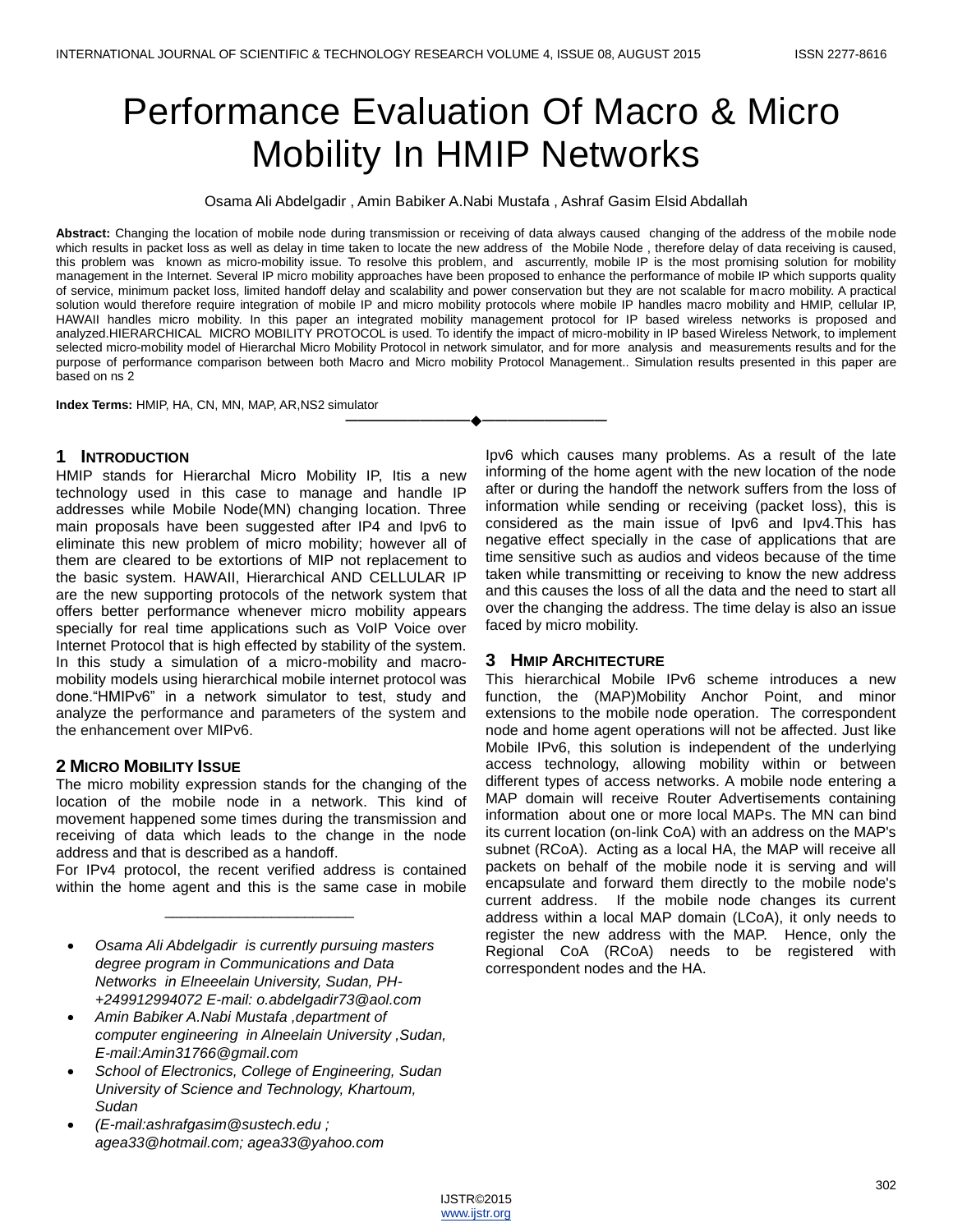# Performance Evaluation Of Macro & Micro Mobility In HMIP Networks

Osama Ali Abdelgadir , Amin Babiker A.Nabi Mustafa , Ashraf Gasim Elsid Abdallah

**Abstract:** Changing the location of mobile node during transmission or receiving of data always caused changing of the address of the mobile node which results in packet loss as well as delay in time taken to locate the new address of the Mobile Node , therefore delay of data receiving is caused, this problem was known as micro-mobility issue. To resolve this problem, and ascurrently, mobile IP is the most promising solution for mobility management in the Internet. Several IP micro mobility approaches have been proposed to enhance the performance of mobile IP which supports quality of service, minimum packet loss, limited handoff delay and scalability and power conservation but they are not scalable for macro mobility. A practical solution would therefore require integration of mobile IP and micro mobility protocols where mobile IP handles macro mobility and HMIP, cellular IP, HAWAII handles micro mobility. In this paper an integrated mobility management protocol for IP based wireless networks is proposed and analyzed.HIERARCHICAL MICRO MOBILITY PROTOCOL is used. To identify the impact of micro-mobility in IP based Wireless Network, to implement selected micro-mobility model of Hierarchal Micro Mobility Protocol in network simulator, and for more analysis and measurements results and for the purpose of performance comparison between both Macro and Micro mobility Protocol Management.. Simulation results presented in this paper are based on ns 2

**Index Terms:** HMIP, HA, CN, MN, MAP, AR,NS2 simulator

## 1 Introduction

HMIP stands for Hierarchal Micro Mobility IP, Itis a new technology used in this case to manage and handle IP addresses while Mobile Node(MN) changing location. Three main proposals have been suggested after IP4 and Ipv6 to eliminate this new problem of micro mobility; however all of them are cleared to be extortions of MIP not replacement to the basic system. HAWAII, Hierarchical AND CELLULAR IP are the new supporting protocols of the network system that offers better performance whenever micro mobility appears specially for real time applications such as VoIP Voice over Internet Protocol that is high effected by stability of the system. In this study a simulation of a micro-mobility and macro-mobility models using hierarchical mobile internet protocol was done."HMIPv6" in a network simulator to test, study and analyze the performance and parameters of the system and the enhancement over MIPv6.

## 2 Micro Mobility Issue

The micro mobility expression stands for the changing of the location of the mobile node in a network. This kind of movement happened some times during the transmission and receiving of data which leads to the change in the node address and that is described as a handoff.

For IPv4 protocol, the recent verified address is contained within the home agent and this is the same case in mobile Ipv6 which causes many problems. As a result of the late informing of the home agent with the new location of the node after or during the handoff the network suffers from the loss of information while sending or receiving (packet loss), this is considered as the main issue of Ipv6 and Ipv4.This has negative effect specially in the case of applications that are time sensitive such as audios and videos because of the time taken while transmitting or receiving to know the new address and this causes the loss of all the data and the need to start all over the changing the address. The time delay is also an issue faced by micro mobility.

## 3 HMIP Architecture

This hierarchical Mobile IPv6 scheme introduces a new function, the (MAP)Mobility Anchor Point, and minor extensions to the mobile node operation. The correspondent node and home agent operations will not be affected. Just like Mobile IPv6, this solution is independent of the underlying access technology, allowing mobility within or between different types of access networks. A mobile node entering a MAP domain will receive Router Advertisements containing information about one or more local MAPs. The MN can bind its current location (on-link CoA) with an address on the MAP's subnet (RCoA). Acting as a local HA, the MAP will receive all packets on behalf of the mobile node it is serving and will encapsulate and forward them directly to the mobile node's current address. If the mobile node changes its current address within a local MAP domain (LCoA), it only needs to register the new address with the MAP. Hence, only the Regional CoA (RCoA) needs to be registered with correspondent nodes and the HA.

---

- *Osama Ali Abdelgadir is currently pursuing masters degree program in Communications and Data Networks in Elneeelain University, Sudan, PH-+249912994072 E-mail: o.abdelgadir73@aol.com*
- *Amin Babiker A.Nabi Mustafa ,department of computer engineering in Alneelain University ,Sudan, E-mail:Amin31766@gmail.com*
- *School of Electronics, College of Engineering, Sudan University of Science and Technology, Khartoum, Sudan*
- *(E-mail:ashrafgasim@sustech.edu ; agea33@hotmail.com; agea33@yahoo.com*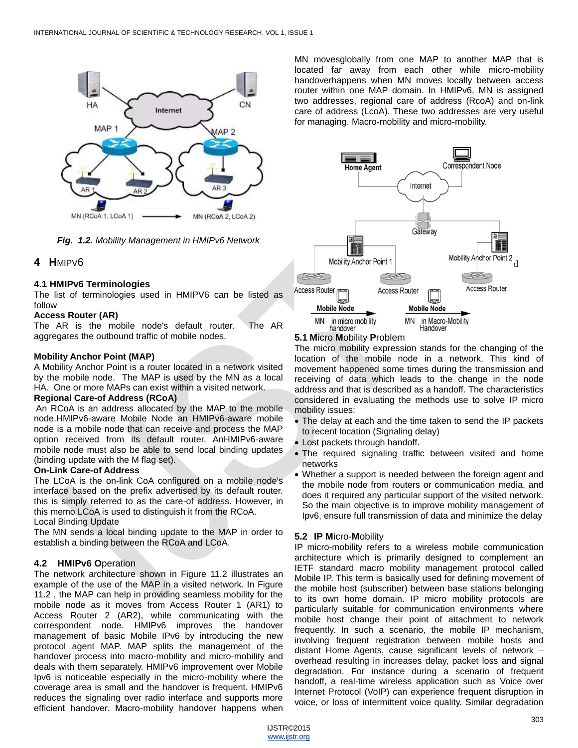Fig. 1.2. Mobility Management in HMIPv6 Network

## 4 HMIPV6

### 4.1 HMIPv6 Terminologies

The list of terminologies used in HMIPV6 can be listed as follow

**Access Router (AR)**

The AR is the mobile node's default router. The AR aggregates the outbound traffic of mobile nodes.

**Mobility Anchor Point (MAP)**

A Mobility Anchor Point is a router located in a network visited by the mobile node. The MAP is used by the MN as a local HA. One or more MAPs can exist within a visited network.

**Regional Care-of Address (RCoA)**

An RCoA is an address allocated by the MAP to the mobile node.HMIPv6-aware Mobile Node an HMIPv6-aware mobile node is a mobile node that can receive and process the MAP option received from its default router. AnHMIPv6-aware mobile node must also be able to send local binding updates (binding update with the M flag set).

**On-Link Care-of Address**

The LCoA is the on-link CoA configured on a mobile node's interface based on the prefix advertised by its default router. this is simply referred to as the care-of address. However, in this memo LCoA is used to distinguish it from the RCoA.

Local Binding Update

The MN sends a local binding update to the MAP in order to establish a binding between the RCoA and LCoA.

### 4.2 HMIPv6 Operation

The network architecture shown in Figure 11.2 illustrates an example of the use of the MAP in a visited network. In Figure 11.2 , the MAP can help in providing seamless mobility for the mobile node as it moves from Access Router 1 (AR1) to Access Router 2 (AR2), while communicating with the correspondent node. HMIPv6 improves the handover management of basic Mobile IPv6 by introducing the new protocol agent MAP. MAP splits the management of the handover process into macro-mobility and micro-mobility and deals with them separately. HMIPv6 improvement over Mobile Ipv6 is noticeable especially in the micro-mobility where the coverage area is small and the handover is frequent. HMIPv6 reduces the signaling over radio interface and supports more efficient handover. Macro-mobility handover happens when MN movesglobally from one MAP to another MAP that is located far away from each other while micro-mobility handoverhappens when MN moves locally between access router within one MAP domain. In HMIPv6, MN is assigned two addresses, regional care of address (RcoA) and on-link care of address (LcoA). These two addresses are very useful for managing. Macro-mobility and micro-mobility.

### 5.1 Micro Mobility Problem

The micro mobility expression stands for the changing of the location of the mobile node in a network. This kind of movement happened some times during the transmission and receiving of data which leads to the change in the node address and that is described as a handoff. The characteristics considered in evaluating the methods use to solve IP micro mobility issues:

- The delay at each and the time taken to send the IP packets to recent location (Signaling delay)
- Lost packets through handoff.
- The required signaling traffic between visited and home networks
- Whether a support is needed between the foreign agent and the mobile node from routers or communication media, and does it required any particular support of the visited network. So the main objective is to improve mobility management of Ipv6, ensure full transmission of data and minimize the delay

### 5.2 IP Micro-Mobility

IP micro-mobility refers to a wireless mobile communication architecture which is primarily designed to complement an IETF standard macro mobility management protocol called Mobile IP. This term is basically used for defining movement of the mobile host (subscriber) between base stations belonging to its own home domain. IP micro mobility protocols are particularly suitable for communication environments where mobile host change their point of attachment to network frequently. In such a scenario, the mobile IP mechanism, involving frequent registration between mobile hosts and distant Home Agents, cause significant levels of network – overhead resulting in increases delay, packet loss and signal degradation. For instance during a scenario of frequent handoff, a real-time wireless application such as Voice over Internet Protocol (VoIP) can experience frequent disruption in voice, or loss of intermittent voice quality. Similar degradation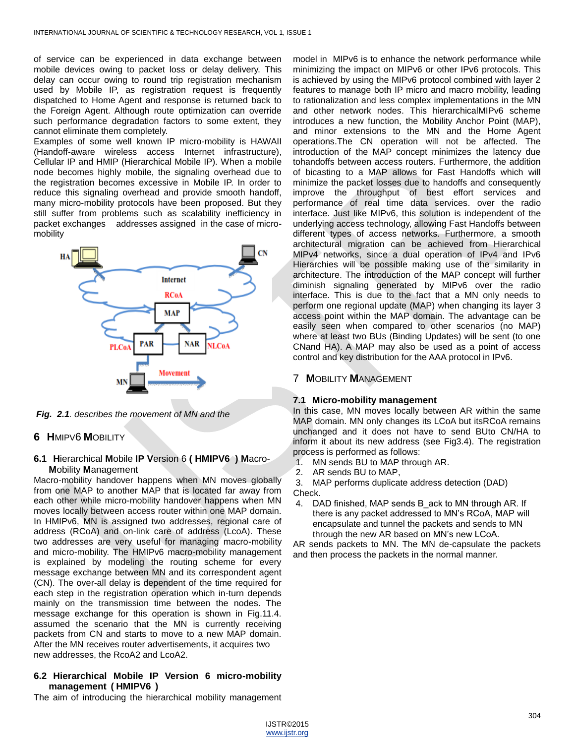of service can be experienced in data exchange between mobile devices owing to packet loss or delay delivery. This delay can occur owing to round trip registration mechanism used by Mobile IP, as registration request is frequently dispatched to Home Agent and response is returned back to the Foreign Agent. Although route optimization can override such performance degradation factors to some extent, they cannot eliminate them completely.
Examples of some well known IP micro-mobility is HAWAII (Handoff-aware wireless access Internet infrastructure), Cellular IP and HMIP (Hierarchical Mobile IP). When a mobile node becomes highly mobile, the signaling overhead due to the registration becomes excessive in Mobile IP. In order to reduce this signaling overhead and provide smooth handoff, many micro-mobility protocols have been proposed. But they still suffer from problems such as scalability inefficiency in packet exchanges addresses assigned in the case of micro-mobility

*Fig. 2.1. describes the movement of MN and the*

## 6 HMIPV6 MOBILITY

### 6.1 Hierarchical Mobile IP Version 6 ( HMIPV6 ) Macro-Mobility Management

Macro-mobility handover happens when MN moves globally from one MAP to another MAP that is located far away from each other while micro-mobility handover happens when MN moves locally between access router within one MAP domain. In HMIPv6, MN is assigned two addresses, regional care of address (RCoA) and on-link care of address (LcoA). These two addresses are very useful for managing macro-mobility and micro-mobility. The HMIPv6 macro-mobility management is explained by modeling the routing scheme for every message exchange between MN and its correspondent agent (CN). The over-all delay is dependent of the time required for each step in the registration operation which in-turn depends mainly on the transmission time between the nodes. The message exchange for this operation is shown in Fig.11.4. assumed the scenario that the MN is currently receiving packets from CN and starts to move to a new MAP domain. After the MN receives router advertisements, it acquires two new addresses, the RcoA2 and LcoA2.

### 6.2 Hierarchical Mobile IP Version 6 micro-mobility management ( HMIPV6 )

The aim of introducing the hierarchical mobility management model in MIPv6 is to enhance the network performance while minimizing the impact on MIPv6 or other IPv6 protocols. This is achieved by using the MIPv6 protocol combined with layer 2 features to manage both IP micro and macro mobility, leading to rationalization and less complex implementations in the MN and other network nodes. This hierarchicalMIPv6 scheme introduces a new function, the Mobility Anchor Point (MAP), and minor extensions to the MN and the Home Agent operations.The CN operation will not be affected. The introduction of the MAP concept minimizes the latency due tohandoffs between access routers. Furthermore, the addition of bicasting to a MAP allows for Fast Handoffs which will minimize the packet losses due to handoffs and consequently improve the throughput of best effort services and performance of real time data services. over the radio interface. Just like MIPv6, this solution is independent of the underlying access technology, allowing Fast Handoffs between different types of access networks. Furthermore, a smooth architectural migration can be achieved from Hierarchical MIPv4 networks, since a dual operation of IPv4 and IPv6 Hierarchies will be possible making use of the similarity in architecture. The introduction of the MAP concept will further diminish signaling generated by MIPv6 over the radio interface. This is due to the fact that a MN only needs to perform one regional update (MAP) when changing its layer 3 access point within the MAP domain. The advantage can be easily seen when compared to other scenarios (no MAP) where at least two BUs (Binding Updates) will be sent (to one CNand HA). A MAP may also be used as a point of access control and key distribution for the AAA protocol in IPv6.

## 7 MOBILITY MANAGEMENT

### 7.1 Micro-mobility management

In this case, MN moves locally between AR within the same MAP domain. MN only changes its LCoA but itsRCoA remains unchanged and it does not have to send BUto CN/HA to inform it about its new address (see Fig3.4). The registration process is performed as follows:

1. MN sends BU to MAP through AR.
2. AR sends BU to MAP,
3. MAP performs duplicate address detection (DAD) Check.
4. DAD finished, MAP sends B_ack to MN through AR. If there is any packet addressed to MN's RCoA, MAP will encapsulate and tunnel the packets and sends to MN through the new AR based on MN's new LCoA.

AR sends packets to MN. The MN de-capsulate the packets and then process the packets in the normal manner.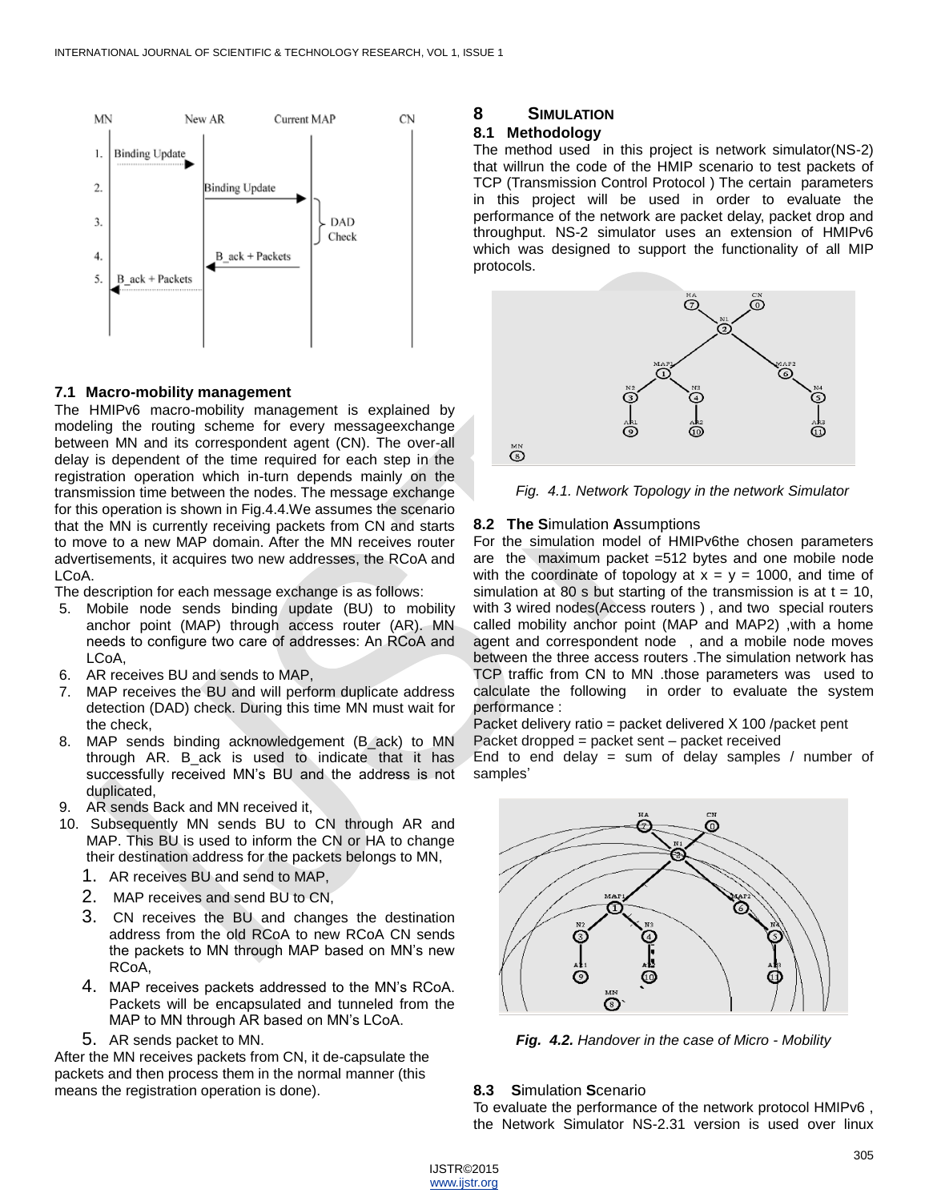### 7.1 Macro-mobility management

The HMIPv6 macro-mobility management is explained by modeling the routing scheme for every messageexchange between MN and its correspondent agent (CN). The over-all delay is dependent of the time required for each step in the registration operation which in-turn depends mainly on the transmission time between the nodes. The message exchange for this operation is shown in Fig.4.4.We assumes the scenario that the MN is currently receiving packets from CN and starts to move to a new MAP domain. After the MN receives router advertisements, it acquires two new addresses, the RCoA and LCoA.

The description for each message exchange is as follows:

5. Mobile node sends binding update (BU) to mobility anchor point (MAP) through access router (AR). MN needs to configure two care of addresses: An RCoA and LCoA,
6. AR receives BU and sends to MAP,
7. MAP receives the BU and will perform duplicate address detection (DAD) check. During this time MN must wait for the check,
8. MAP sends binding acknowledgement (B_ack) to MN through AR. B_ack is used to indicate that it has successfully received MN's BU and the address is not duplicated,
9. AR sends Back and MN received it,
10. Subsequently MN sends BU to CN through AR and MAP. This BU is used to inform the CN or HA to change their destination address for the packets belongs to MN,
    1. AR receives BU and send to MAP,
    2. MAP receives and send BU to CN,
    3. CN receives the BU and changes the destination address from the old RCoA to new RCoA CN sends the packets to MN through MAP based on MN's new RCoA,
    4. MAP receives packets addressed to the MN's RCoA. Packets will be encapsulated and tunneled from the MAP to MN through AR based on MN's LCoA.
    5. AR sends packet to MN.

After the MN receives packets from CN, it de-capsulate the packets and then process them in the normal manner (this means the registration operation is done).

## 8 SIMULATION

### 8.1 Methodology

The method used in this project is network simulator(NS-2) that willrun the code of the HMIP scenario to test packets of TCP (Transmission Control Protocol ) The certain parameters in this project will be used in order to evaluate the performance of the network are packet delay, packet drop and throughput. NS-2 simulator uses an extension of HMIPv6 which was designed to support the functionality of all MIP protocols.

*Fig. 4.1. Network Topology in the network Simulator*

### 8.2 The Simulation Assumptions

For the simulation model of HMIPv6the chosen parameters are the maximum packet =512 bytes and one mobile node with the coordinate of topology at x = y = 1000, and time of simulation at 80 s but starting of the transmission is at t = 10, with 3 wired nodes(Access routers ) , and two special routers called mobility anchor point (MAP and MAP2) ,with a home agent and correspondent node , and a mobile node moves between the three access routers .The simulation network has TCP traffic from CN to MN .those parameters was used to calculate the following in order to evaluate the system performance :

Packet delivery ratio = packet delivered X 100 /packet pent

Packet dropped = packet sent – packet received

End to end delay = sum of delay samples / number of samples'

***Fig. 4.2.*** *Handover in the case of Micro - Mobility*

### 8.3 Simulation Scenario

To evaluate the performance of the network protocol HMIPv6 , the Network Simulator NS-2.31 version is used over linux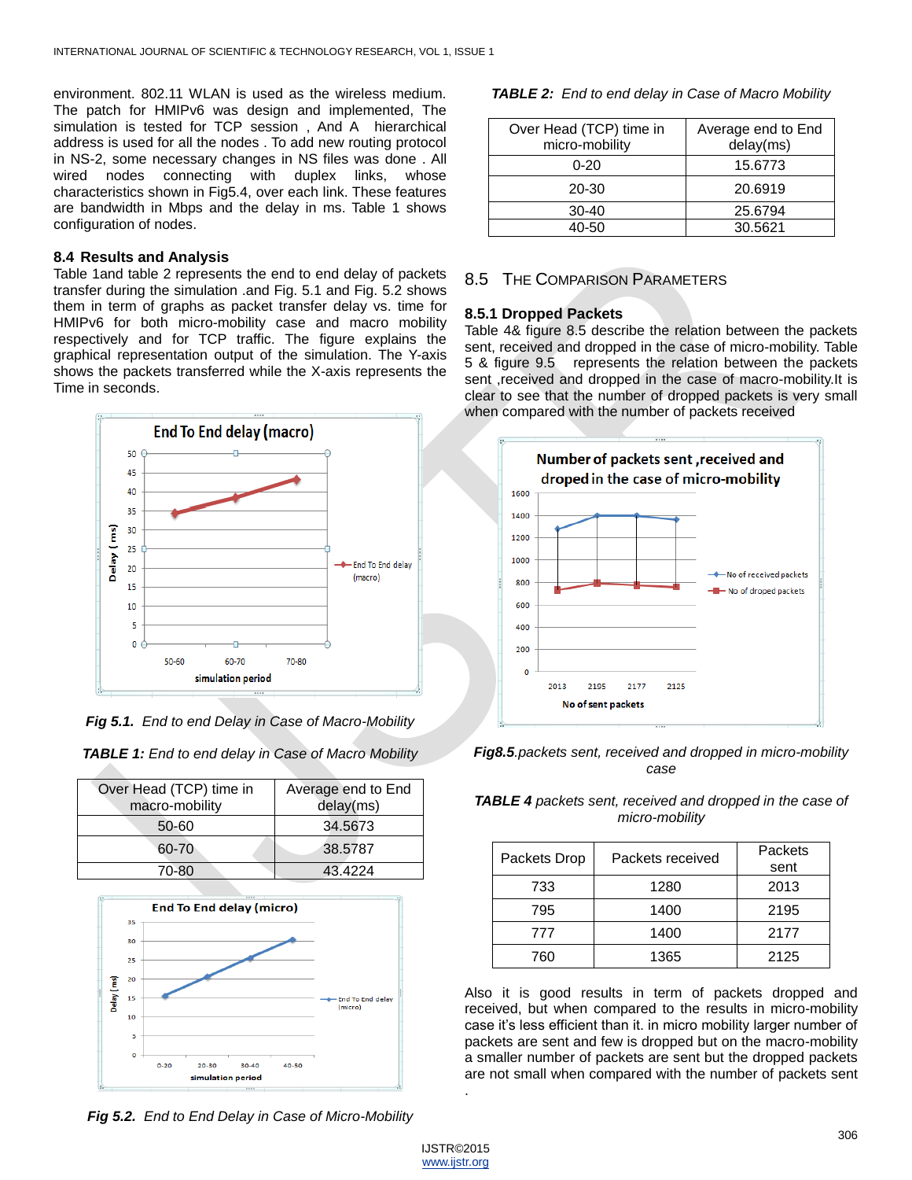environment. 802.11 WLAN is used as the wireless medium. The patch for HMIPv6 was design and implemented, The simulation is tested for TCP session , And A hierarchical address is used for all the nodes . To add new routing protocol in NS-2, some necessary changes in NS files was done . All wired nodes connecting with duplex links, whose characteristics shown in Fig5.4, over each link. These features are bandwidth in Mbps and the delay in ms. Table 1 shows configuration of nodes.

### 8.4 Results and Analysis

Table 1and table 2 represents the end to end delay of packets transfer during the simulation .and Fig. 5.1 and Fig. 5.2 shows them in term of graphs as packet transfer delay vs. time for HMIPv6 for both micro-mobility case and macro mobility respectively and for TCP traffic. The figure explains the graphical representation output of the simulation. The Y-axis shows the packets transferred while the X-axis represents the Time in seconds.

***Fig 5.1.** End to end Delay in Case of Macro-Mobility*

***TABLE 1:** End to end delay in Case of Macro Mobility*

| Over Head (TCP) time in macro-mobility | Average end to End delay(ms) |
|---|---|
| 50-60 | 34.5673 |
| 60-70 | 38.5787 |
| 70-80 | 43.4224 |

***Fig 5.2.** End to End Delay in Case of Micro-Mobility*

***TABLE 2:** End to end delay in Case of Macro Mobility*

| Over Head (TCP) time in micro-mobility | Average end to End delay(ms) |
|---|---|
| 0-20 | 15.6773 |
| 20-30 | 20.6919 |
| 30-40 | 25.6794 |
| 40-50 | 30.5621 |

## 8.5 The Comparison Parameters

### 8.5.1 Dropped Packets

Table 4& figure 8.5 describe the relation between the packets sent, received and dropped in the case of micro-mobility. Table 5 & figure 9.5 represents the relation between the packets sent ,received and dropped in the case of macro-mobility.It is clear to see that the number of dropped packets is very small when compared with the number of packets received

***Fig8.5**.packets sent, received and dropped in micro-mobility case*

***TABLE 4** packets sent, received and dropped in the case of micro-mobility*

| Packets Drop | Packets received | Packets sent |
|---|---|---|
| 733 | 1280 | 2013 |
| 795 | 1400 | 2195 |
| 777 | 1400 | 2177 |
| 760 | 1365 | 2125 |

Also it is good results in term of packets dropped and received, but when compared to the results in micro-mobility case it's less efficient than it. in micro mobility larger number of packets are sent and few is dropped but on the macro-mobility a smaller number of packets are sent but the dropped packets are not small when compared with the number of packets sent .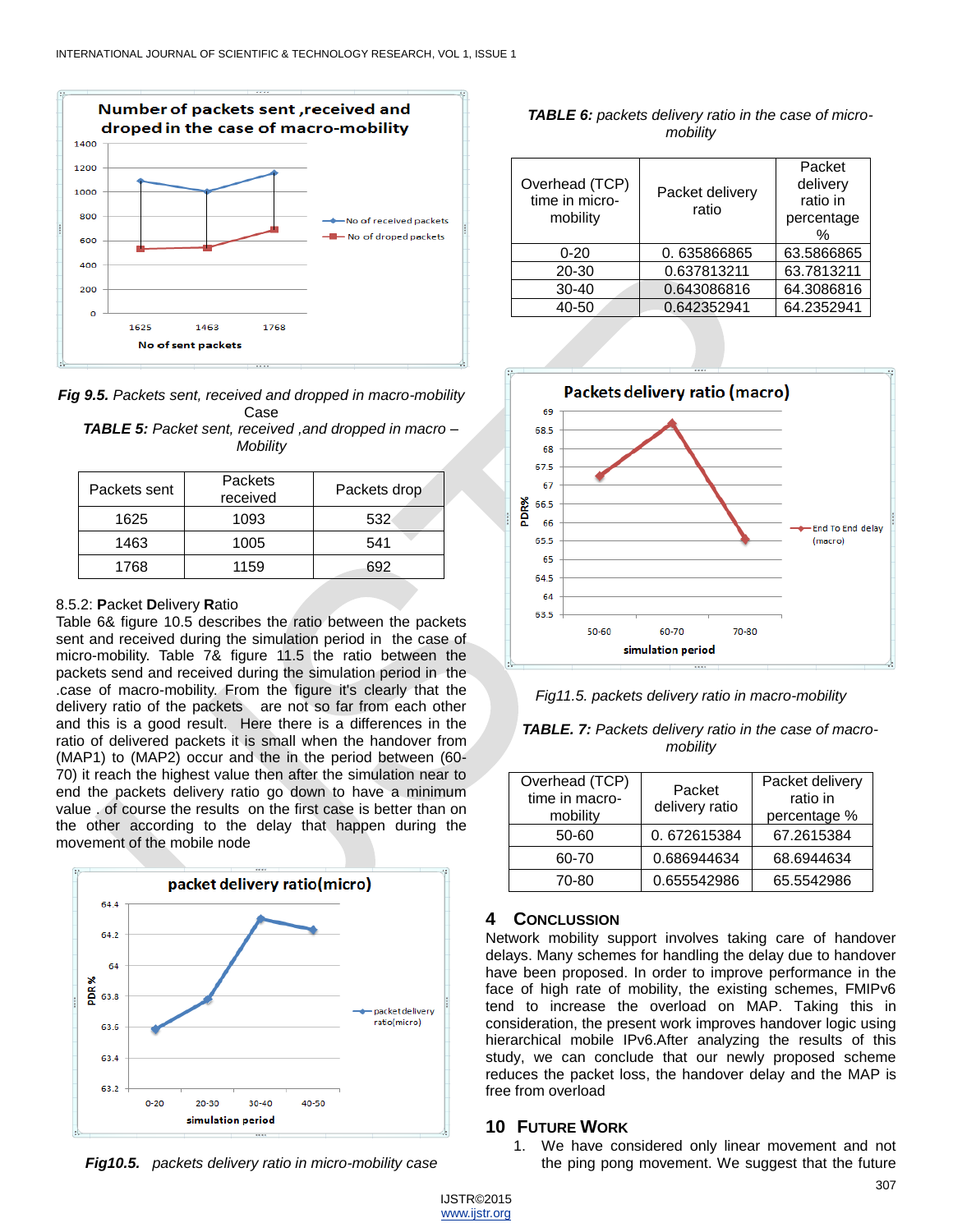*Fig 9.5. Packets sent, received and dropped in macro-mobility Case*

***TABLE 5:** Packet sent, received ,and dropped in macro – Mobility*

| Packets sent | Packets received | Packets drop |
|---|---|---|
| 1625 | 1093 | 532 |
| 1463 | 1005 | 541 |
| 1768 | 1159 | 692 |

8.5.2: **P**acket **D**elivery **R**atio

Table 6& figure 10.5 describes the ratio between the packets sent and received during the simulation period in the case of micro-mobility. Table 7& figure 11.5 the ratio between the packets send and received during the simulation period in the .case of macro-mobility. From the figure it's clearly that the delivery ratio of the packets are not so far from each other and this is a good result. Here there is a differences in the ratio of delivered packets it is small when the handover from (MAP1) to (MAP2) occur and the in the period between (60-70) it reach the highest value then after the simulation near to end the packets delivery ratio go down to have a minimum value . of course the results on the first case is better than on the other according to the delay that happen during the movement of the mobile node

***Fig10.5.** packets delivery ratio in micro-mobility case*

***TABLE 6:** packets delivery ratio in the case of micro-mobility*

| Overhead (TCP) time in micro-mobility | Packet delivery ratio | Packet delivery ratio in percentage % |
|---|---|---|
| 0-20 | 0. 635866865 | 63.5866865 |
| 20-30 | 0.637813211 | 63.7813211 |
| 30-40 | 0.643086816 | 64.3086816 |
| 40-50 | 0.642352941 | 64.2352941 |

*Fig11.5. packets delivery ratio in macro-mobility*

***TABLE. 7:** Packets delivery ratio in the case of macro-mobility*

| Overhead (TCP) time in macro-mobility | Packet delivery ratio | Packet delivery ratio in percentage % |
|---|---|---|
| 50-60 | 0. 672615384 | 67.2615384 |
| 60-70 | 0.686944634 | 68.6944634 |
| 70-80 | 0.655542986 | 65.5542986 |

## 4 Conclusion

Network mobility support involves taking care of handover delays. Many schemes for handling the delay due to handover have been proposed. In order to improve performance in the face of high rate of mobility, the existing schemes, FMIPv6 tend to increase the overload on MAP. Taking this in consideration, the present work improves handover logic using hierarchical mobile IPv6.After analyzing the results of this study, we can conclude that our newly proposed scheme reduces the packet loss, the handover delay and the MAP is free from overload

## 10 Future Work

1. We have considered only linear movement and not the ping pong movement. We suggest that the future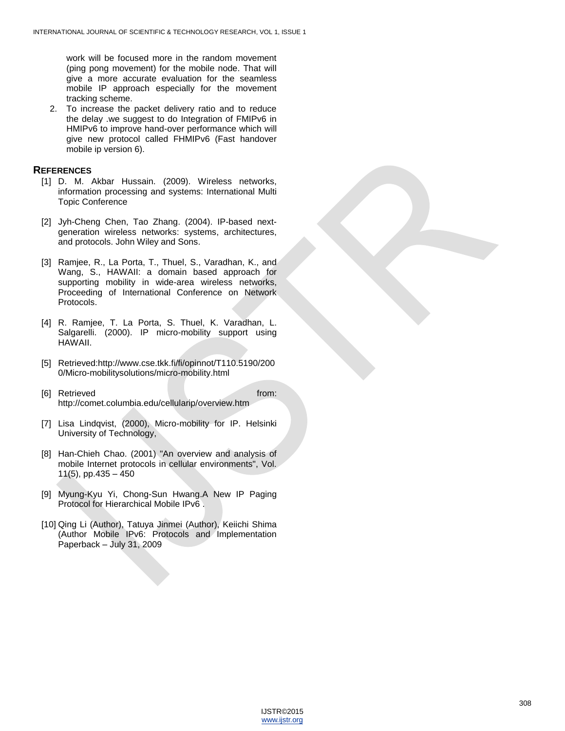work will be focused more in the random movement (ping pong movement) for the mobile node. That will give a more accurate evaluation for the seamless mobile IP approach especially for the movement tracking scheme.

2. To increase the packet delivery ratio and to reduce the delay .we suggest to do Integration of FMIPv6 in HMIPv6 to improve hand-over performance which will give new protocol called FHMIPv6 (Fast handover mobile ip version 6).

## REFERENCES

[1] D. M. Akbar Hussain. (2009). Wireless networks, information processing and systems: International Multi Topic Conference

[2] Jyh-Cheng Chen, Tao Zhang. (2004). IP-based next-generation wireless networks: systems, architectures, and protocols. John Wiley and Sons.

[3] Ramjee, R., La Porta, T., Thuel, S., Varadhan, K., and Wang, S., HAWAII: a domain based approach for supporting mobility in wide-area wireless networks, Proceeding of International Conference on Network Protocols.

[4] R. Ramjee, T. La Porta, S. Thuel, K. Varadhan, L. Salgarelli. (2000). IP micro-mobility support using HAWAII.

[5] Retrieved:http://www.cse.tkk.fi/fi/opinnot/T110.5190/2000/Micro-mobilitysolutions/micro-mobility.html

[6] Retrieved from: http://comet.columbia.edu/cellularip/overview.htm

[7] Lisa Lindqvist, (2000), Micro-mobility for IP. Helsinki University of Technology,

[8] Han-Chieh Chao. (2001) "An overview and analysis of mobile Internet protocols in cellular environments", Vol. 11(5), pp.435 – 450

[9] Myung-Kyu Yi, Chong-Sun Hwang.A New IP Paging Protocol for Hierarchical Mobile IPv6 .

[10] Qing Li (Author), Tatuya Jinmei (Author), Keiichi Shima (Author Mobile IPv6: Protocols and Implementation Paperback – July 31, 2009